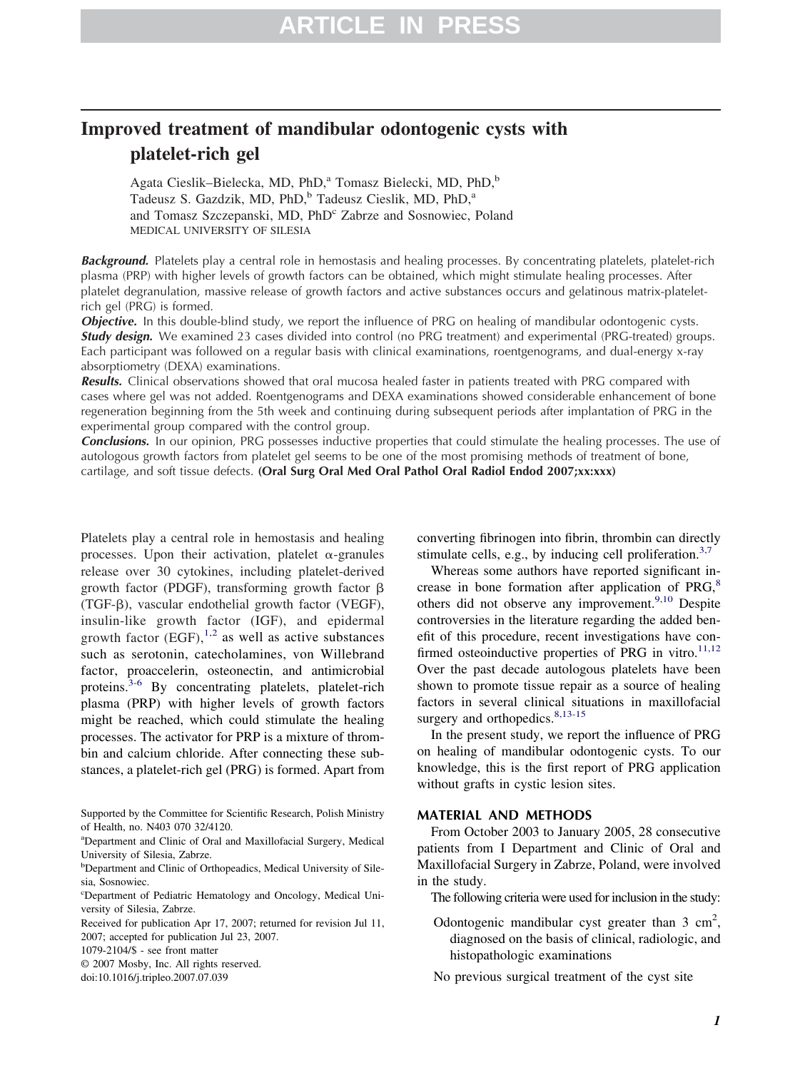# Improved treatment of mandibular odontogenic cysts with platelet-rich gel

Agata Cieslik–Bielecka, MD, PhD,[a] Tomasz Bielecki, MD, PhD,[b] Tadeusz S. Gazdzik, MD, PhD,[b] Tadeusz Cieslik, MD, PhD,[a] and Tomasz Szczepanski, MD, PhD[c] Zabrze and Sosnowiec, Poland

MEDICAL UNIVERSITY OF SILESIA

***Background.*** Platelets play a central role in hemostasis and healing processes. By concentrating platelets, platelet-rich plasma (PRP) with higher levels of growth factors can be obtained, which might stimulate healing processes. After platelet degranulation, massive release of growth factors and active substances occurs and gelatinous matrix-platelet-rich gel (PRG) is formed.

***Objective.*** In this double-blind study, we report the influence of PRG on healing of mandibular odontogenic cysts.

***Study design.*** We examined 23 cases divided into control (no PRG treatment) and experimental (PRG-treated) groups. Each participant was followed on a regular basis with clinical examinations, roentgenograms, and dual-energy x-ray absorptiometry (DEXA) examinations.

***Results.*** Clinical observations showed that oral mucosa healed faster in patients treated with PRG compared with cases where gel was not added. Roentgenograms and DEXA examinations showed considerable enhancement of bone regeneration beginning from the 5th week and continuing during subsequent periods after implantation of PRG in the experimental group compared with the control group.

***Conclusions.*** In our opinion, PRG possesses inductive properties that could stimulate the healing processes. The use of autologous growth factors from platelet gel seems to be one of the most promising methods of treatment of bone, cartilage, and soft tissue defects. **(Oral Surg Oral Med Oral Pathol Oral Radiol Endod 2007;xx:xxx)**

Platelets play a central role in hemostasis and healing processes. Upon their activation, platelet $\alpha$-granules release over 30 cytokines, including platelet-derived growth factor (PDGF), transforming growth factor $\beta$ (TGF-$\beta$), vascular endothelial growth factor (VEGF), insulin-like growth factor (IGF), and epidermal growth factor (EGF),[1,2] as well as active substances such as serotonin, catecholamines, von Willebrand factor, proaccelerin, osteonectin, and antimicrobial proteins.[3-6] By concentrating platelets, platelet-rich plasma (PRP) with higher levels of growth factors might be reached, which could stimulate the healing processes. The activator for PRP is a mixture of thrombin and calcium chloride. After connecting these substances, a platelet-rich gel (PRG) is formed. Apart from converting fibrinogen into fibrin, thrombin can directly stimulate cells, e.g., by inducing cell proliferation.[3,7]

Whereas some authors have reported significant increase in bone formation after application of PRG,[8] others did not observe any improvement.[9,10] Despite controversies in the literature regarding the added benefit of this procedure, recent investigations have confirmed osteoinductive properties of PRG in vitro.[11,12] Over the past decade autologous platelets have been shown to promote tissue repair as a source of healing factors in several clinical situations in maxillofacial surgery and orthopedics.[8,13-15]

In the present study, we report the influence of PRG on healing of mandibular odontogenic cysts. To our knowledge, this is the first report of PRG application without grafts in cystic lesion sites.

## MATERIAL AND METHODS

From October 2003 to January 2005, 28 consecutive patients from I Department and Clinic of Oral and Maxillofacial Surgery in Zabrze, Poland, were involved in the study.

The following criteria were used for inclusion in the study:

- Odontogenic mandibular cyst greater than 3 $cm^2$, diagnosed on the basis of clinical, radiologic, and histopathologic examinations
- No previous surgical treatment of the cyst site

Supported by the Committee for Scientific Research, Polish Ministry of Health, no. N403 070 32/4120.

[a]Department and Clinic of Oral and Maxillofacial Surgery, Medical University of Silesia, Zabrze.

[b]Department and Clinic of Orthopeadics, Medical University of Silesia, Sosnowiec.

[c]Department of Pediatric Hematology and Oncology, Medical University of Silesia, Zabrze.

Received for publication Apr 17, 2007; returned for revision Jul 11, 2007; accepted for publication Jul 23, 2007.

1079-2104/$ - see front matter

© 2007 Mosby, Inc. All rights reserved.

doi:10.1016/j.tripleo.2007.07.039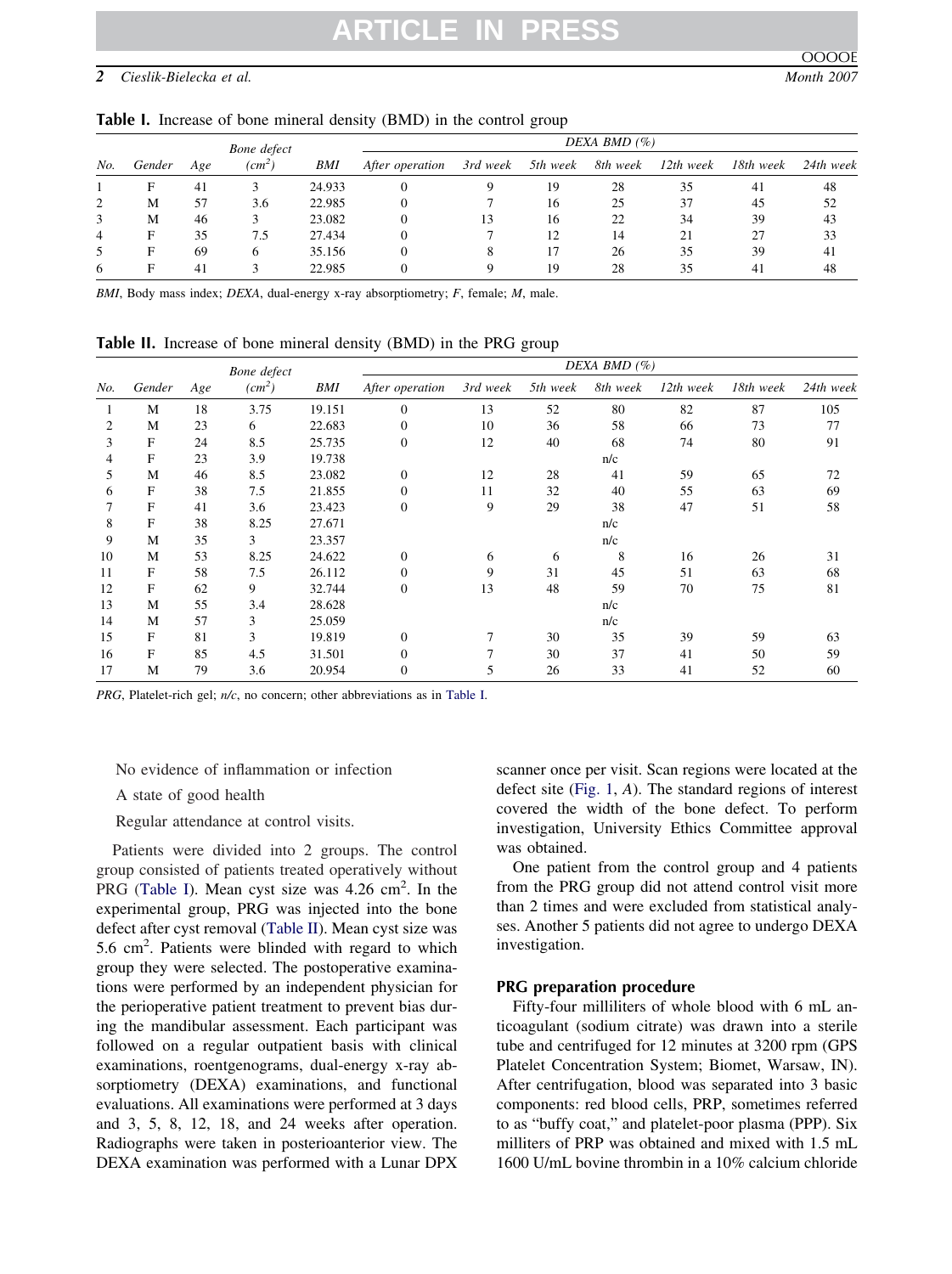**Table I.** Increase of bone mineral density (BMD) in the control group

| | | | Bone defect | | DEXA BMD (%) | | | | | | |
|---|---|---|---|---|---|---|---|---|---|---|---|
| No. | Gender | Age | ($cm^2$) | BMI | After operation | 3rd week | 5th week | 8th week | 12th week | 18th week | 24th week |
| 1 | F | 41 | 3 | 24.933 | 0 | 9 | 19 | 28 | 35 | 41 | 48 |
| 2 | M | 57 | 3.6 | 22.985 | 0 | 7 | 16 | 25 | 37 | 45 | 52 |
| 3 | M | 46 | 3 | 23.082 | 0 | 13 | 16 | 22 | 34 | 39 | 43 |
| 4 | F | 35 | 7.5 | 27.434 | 0 | 7 | 12 | 14 | 21 | 27 | 33 |
| 5 | F | 69 | 6 | 35.156 | 0 | 8 | 17 | 26 | 35 | 39 | 41 |
| 6 | F | 41 | 3 | 22.985 | 0 | 9 | 19 | 28 | 35 | 41 | 48 |

*BMI*, Body mass index; *DEXA*, dual-energy x-ray absorptiometry; *F*, female; *M*, male.

**Table II.** Increase of bone mineral density (BMD) in the PRG group

| | | | Bone defect | | DEXA BMD (%) | | | | | | |
|---|---|---|---|---|---|---|---|---|---|---|---|
| No. | Gender | Age | ($cm^2$) | BMI | After operation | 3rd week | 5th week | 8th week | 12th week | 18th week | 24th week |
| 1 | M | 18 | 3.75 | 19.151 | 0 | 13 | 52 | 80 | 82 | 87 | 105 |
| 2 | M | 23 | 6 | 22.683 | 0 | 10 | 36 | 58 | 66 | 73 | 77 |
| 3 | F | 24 | 8.5 | 25.735 | 0 | 12 | 40 | 68 | 74 | 80 | 91 |
| 4 | F | 23 | 3.9 | 19.738 | | | | n/c | | | |
| 5 | M | 46 | 8.5 | 23.082 | 0 | 12 | 28 | 41 | 59 | 65 | 72 |
| 6 | F | 38 | 7.5 | 21.855 | 0 | 11 | 32 | 40 | 55 | 63 | 69 |
| 7 | F | 41 | 3.6 | 23.423 | 0 | 9 | 29 | 38 | 47 | 51 | 58 |
| 8 | F | 38 | 8.25 | 27.671 | | | | n/c | | | |
| 9 | M | 35 | 3 | 23.357 | | | | n/c | | | |
| 10 | M | 53 | 8.25 | 24.622 | 0 | 6 | 6 | 8 | 16 | 26 | 31 |
| 11 | F | 58 | 7.5 | 26.112 | 0 | 9 | 31 | 45 | 51 | 63 | 68 |
| 12 | F | 62 | 9 | 32.744 | 0 | 13 | 48 | 59 | 70 | 75 | 81 |
| 13 | M | 55 | 3.4 | 28.628 | | | | n/c | | | |
| 14 | M | 57 | 3 | 25.059 | | | | n/c | | | |
| 15 | F | 81 | 3 | 19.819 | 0 | 7 | 30 | 35 | 39 | 59 | 63 |
| 16 | F | 85 | 4.5 | 31.501 | 0 | 7 | 30 | 37 | 41 | 50 | 59 |
| 17 | M | 79 | 3.6 | 20.954 | 0 | 5 | 26 | 33 | 41 | 52 | 60 |

*PRG*, Platelet-rich gel; *n/c*, no concern; other abbreviations as in Table I.

No evidence of inflammation or infection

A state of good health

Regular attendance at control visits.

Patients were divided into 2 groups. The control group consisted of patients treated operatively without PRG (Table I). Mean cyst size was 4.26 $cm^2$. In the experimental group, PRG was injected into the bone defect after cyst removal (Table II). Mean cyst size was 5.6 $cm^2$. Patients were blinded with regard to which group they were selected. The postoperative examinations were performed by an independent physician for the perioperative patient treatment to prevent bias during the mandibular assessment. Each participant was followed on a regular outpatient basis with clinical examinations, roentgenograms, dual-energy x-ray absorptiometry (DEXA) examinations, and functional evaluations. All examinations were performed at 3 days and 3, 5, 8, 12, 18, and 24 weeks after operation. Radiographs were taken in posterioanterior view. The DEXA examination was performed with a Lunar DPX scanner once per visit. Scan regions were located at the defect site (Fig. 1, *A*). The standard regions of interest covered the width of the bone defect. To perform investigation, University Ethics Committee approval was obtained.

One patient from the control group and 4 patients from the PRG group did not attend control visit more than 2 times and were excluded from statistical analyses. Another 5 patients did not agree to undergo DEXA investigation.

## PRG preparation procedure

Fifty-four milliliters of whole blood with 6 mL anticoagulant (sodium citrate) was drawn into a sterile tube and centrifuged for 12 minutes at 3200 rpm (GPS Platelet Concentration System; Biomet, Warsaw, IN). After centrifugation, blood was separated into 3 basic components: red blood cells, PRP, sometimes referred to as "buffy coat," and platelet-poor plasma (PPP). Six milliters of PRP was obtained and mixed with 1.5 mL 1600 U/mL bovine thrombin in a 10% calcium chloride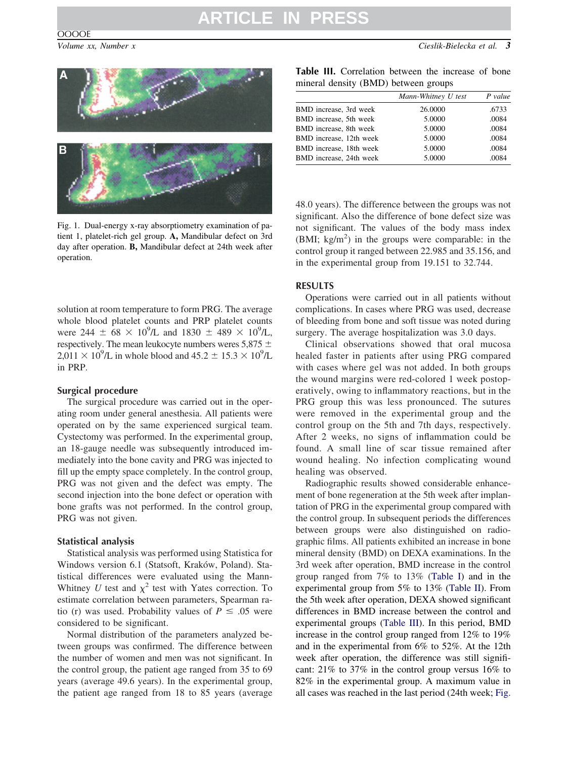Fig. 1. Dual-energy x-ray absorptiometry examination of patient 1, platelet-rich gel group. **A,** Mandibular defect on 3rd day after operation. **B,** Mandibular defect at 24th week after operation.

solution at room temperature to form PRG. The average whole blood platelet counts and PRP platelet counts were 244 ± 68 × $10^9$/L and 1830 ± 489 × $10^9$/L, respectively. The mean leukocyte numbers weres 5,875 ± 2,011 × $10^9$/L in whole blood and 45.2 ± 15.3 × $10^9$/L in PRP.

### Surgical procedure

The surgical procedure was carried out in the operating room under general anesthesia. All patients were operated on by the same experienced surgical team. Cystectomy was performed. In the experimental group, an 18-gauge needle was subsequently introduced immediately into the bone cavity and PRG was injected to fill up the empty space completely. In the control group, PRG was not given and the defect was empty. The second injection into the bone defect or operation with bone grafts was not performed. In the control group, PRG was not given.

### Statistical analysis

Statistical analysis was performed using Statistica for Windows version 6.1 (Statsoft, Kraków, Poland). Statistical differences were evaluated using the Mann-Whitney *U* test and $\chi^2$ test with Yates correction. To estimate correlation between parameters, Spearman ratio (r) was used. Probability values of $P \leq .05$ were considered to be significant.

Normal distribution of the parameters analyzed between groups was confirmed. The difference between the number of women and men was not significant. In the control group, the patient age ranged from 35 to 69 years (average 49.6 years). In the experimental group, the patient age ranged from 18 to 85 years (average 48.0 years). The difference between the groups was not significant. Also the difference of bone defect size was not significant. The values of the body mass index (BMI; kg/$m^2$) in the groups were comparable: in the control group it ranged between 22.985 and 35.156, and in the experimental group from 19.151 to 32.744.

**Table III.** Correlation between the increase of bone mineral density (BMD) between groups

| | *Mann-Whitney U test* | *P value* |
|---|---|---|
| BMD increase, 3rd week | 26.0000 | .6733 |
| BMD increase, 5th week | 5.0000 | .0084 |
| BMD increase, 8th week | 5.0000 | .0084 |
| BMD increase, 12th week | 5.0000 | .0084 |
| BMD increase, 18th week | 5.0000 | .0084 |
| BMD increase, 24th week | 5.0000 | .0084 |

## RESULTS

Operations were carried out in all patients without complications. In cases where PRG was used, decrease of bleeding from bone and soft tissue was noted during surgery. The average hospitalization was 3.0 days.

Clinical observations showed that oral mucosa healed faster in patients after using PRG compared with cases where gel was not added. In both groups the wound margins were red-colored 1 week postoperatively, owing to inflammatory reactions, but in the PRG group this was less pronounced. The sutures were removed in the experimental group and the control group on the 5th and 7th days, respectively. After 2 weeks, no signs of inflammation could be found. A small line of scar tissue remained after wound healing. No infection complicating wound healing was observed.

Radiographic results showed considerable enhancement of bone regeneration at the 5th week after implantation of PRG in the experimental group compared with the control group. In subsequent periods the differences between groups were also distinguished on radiographic films. All patients exhibited an increase in bone mineral density (BMD) on DEXA examinations. In the 3rd week after operation, BMD increase in the control group ranged from 7% to 13% (Table I) and in the experimental group from 5% to 13% (Table II). From the 5th week after operation, DEXA showed significant differences in BMD increase between the control and experimental groups (Table III). In this period, BMD increase in the control group ranged from 12% to 19% and in the experimental from 6% to 52%. At the 12th week after operation, the difference was still significant: 21% to 37% in the control group versus 16% to 82% in the experimental group. A maximum value in all cases was reached in the last period (24th week; Fig.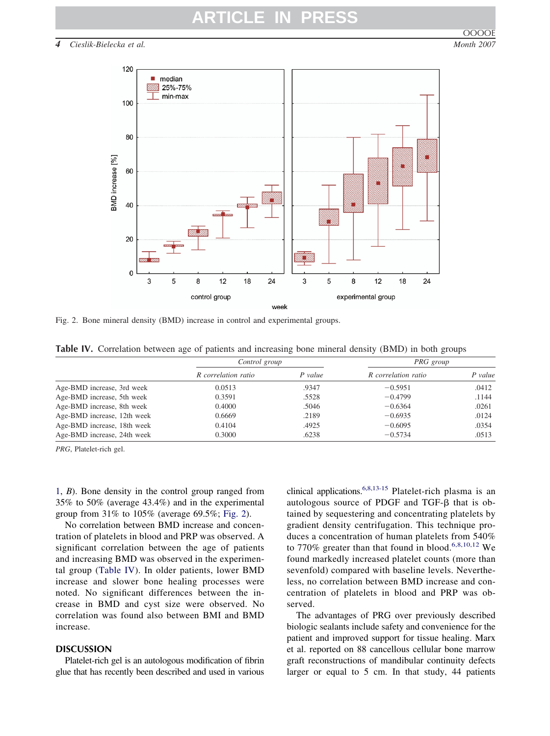Fig. 2. Bone mineral density (BMD) increase in control and experimental groups.

**Table IV.** Correlation between age of patients and increasing bone mineral density (BMD) in both groups

| | *Control group* | | *PRG group* | |
|---|---|---|---|---|
| | *R correlation ratio* | *P value* | *R correlation ratio* | *P value* |
| Age-BMD increase, 3rd week | 0.0513 | .9347 | −0.5951 | .0412 |
| Age-BMD increase, 5th week | 0.3591 | .5528 | −0.4799 | .1144 |
| Age-BMD increase, 8th week | 0.4000 | .5046 | −0.6364 | .0261 |
| Age-BMD increase, 12th week | 0.6669 | .2189 | −0.6935 | .0124 |
| Age-BMD increase, 18th week | 0.4104 | .4925 | −0.6095 | .0354 |
| Age-BMD increase, 24th week | 0.3000 | .6238 | −0.5734 | .0513 |

*PRG*, Platelet-rich gel.

1, *B*). Bone density in the control group ranged from 35% to 50% (average 43.4%) and in the experimental group from 31% to 105% (average 69.5%; Fig. 2).

No correlation between BMD increase and concentration of platelets in blood and PRP was observed. A significant correlation between the age of patients and increasing BMD was observed in the experimental group (Table IV). In older patients, lower BMD increase and slower bone healing processes were noted. No significant differences between the increase in BMD and cyst size were observed. No correlation was found also between BMI and BMD increase.

## DISCUSSION

Platelet-rich gel is an autologous modification of fibrin glue that has recently been described and used in various clinical applications.[6,8,13-15] Platelet-rich plasma is an autologous source of PDGF and TGF-β that is obtained by sequestering and concentrating platelets by gradient density centrifugation. This technique produces a concentration of human platelets from 540% to 770% greater than that found in blood.[6,8,10,12] We found markedly increased platelet counts (more than sevenfold) compared with baseline levels. Nevertheless, no correlation between BMD increase and concentration of platelets in blood and PRP was observed.

The advantages of PRG over previously described biologic sealants include safety and convenience for the patient and improved support for tissue healing. Marx et al. reported on 88 cancellous cellular bone marrow graft reconstructions of mandibular continuity defects larger or equal to 5 cm. In that study, 44 patients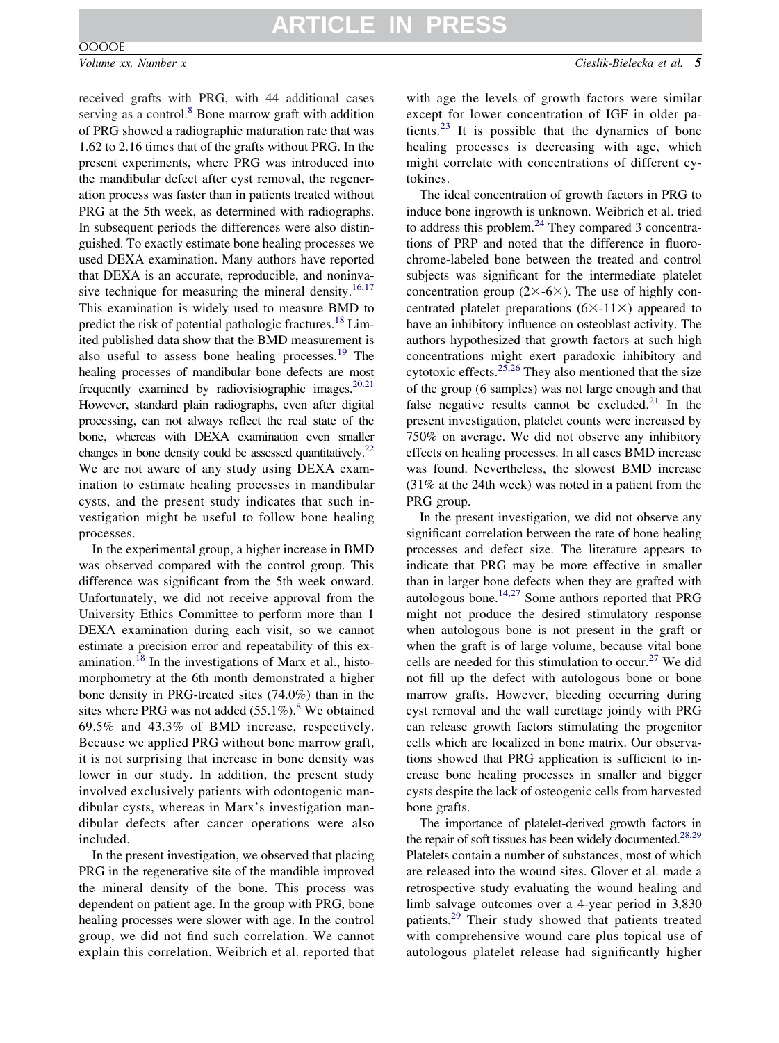received grafts with PRG, with 44 additional cases serving as a control.[8] Bone marrow graft with addition of PRG showed a radiographic maturation rate that was 1.62 to 2.16 times that of the grafts without PRG. In the present experiments, where PRG was introduced into the mandibular defect after cyst removal, the regeneration process was faster than in patients treated without PRG at the 5th week, as determined with radiographs. In subsequent periods the differences were also distinguished. To exactly estimate bone healing processes we used DEXA examination. Many authors have reported that DEXA is an accurate, reproducible, and noninvasive technique for measuring the mineral density.[16,17] This examination is widely used to measure BMD to predict the risk of potential pathologic fractures.[18] Limited published data show that the BMD measurement is also useful to assess bone healing processes.[19] The healing processes of mandibular bone defects are most frequently examined by radiovisiographic images.[20,21] However, standard plain radiographs, even after digital processing, can not always reflect the real state of the bone, whereas with DEXA examination even smaller changes in bone density could be assessed quantitatively.[22] We are not aware of any study using DEXA examination to estimate healing processes in mandibular cysts, and the present study indicates that such investigation might be useful to follow bone healing processes.

In the experimental group, a higher increase in BMD was observed compared with the control group. This difference was significant from the 5th week onward. Unfortunately, we did not receive approval from the University Ethics Committee to perform more than 1 DEXA examination during each visit, so we cannot estimate a precision error and repeatability of this examination.[18] In the investigations of Marx et al., histomorphometry at the 6th month demonstrated a higher bone density in PRG-treated sites (74.0%) than in the sites where PRG was not added (55.1%).[8] We obtained 69.5% and 43.3% of BMD increase, respectively. Because we applied PRG without bone marrow graft, it is not surprising that increase in bone density was lower in our study. In addition, the present study involved exclusively patients with odontogenic mandibular cysts, whereas in Marx's investigation mandibular defects after cancer operations were also included.

In the present investigation, we observed that placing PRG in the regenerative site of the mandible improved the mineral density of the bone. This process was dependent on patient age. In the group with PRG, bone healing processes were slower with age. In the control group, we did not find such correlation. We cannot explain this correlation. Weibrich et al. reported that with age the levels of growth factors were similar except for lower concentration of IGF in older patients.[23] It is possible that the dynamics of bone healing processes is decreasing with age, which might correlate with concentrations of different cytokines.

The ideal concentration of growth factors in PRG to induce bone ingrowth is unknown. Weibrich et al. tried to address this problem.[24] They compared 3 concentrations of PRP and noted that the difference in fluorochrome-labeled bone between the treated and control subjects was significant for the intermediate platelet concentration group (2×-6×). The use of highly concentrated platelet preparations (6×-11×) appeared to have an inhibitory influence on osteoblast activity. The authors hypothesized that growth factors at such high concentrations might exert paradoxic inhibitory and cytotoxic effects.[25,26] They also mentioned that the size of the group (6 samples) was not large enough and that false negative results cannot be excluded.[21] In the present investigation, platelet counts were increased by 750% on average. We did not observe any inhibitory effects on healing processes. In all cases BMD increase was found. Nevertheless, the slowest BMD increase (31% at the 24th week) was noted in a patient from the PRG group.

In the present investigation, we did not observe any significant correlation between the rate of bone healing processes and defect size. The literature appears to indicate that PRG may be more effective in smaller than in larger bone defects when they are grafted with autologous bone.[14,27] Some authors reported that PRG might not produce the desired stimulatory response when autologous bone is not present in the graft or when the graft is of large volume, because vital bone cells are needed for this stimulation to occur.[27] We did not fill up the defect with autologous bone or bone marrow grafts. However, bleeding occurring during cyst removal and the wall curettage jointly with PRG can release growth factors stimulating the progenitor cells which are localized in bone matrix. Our observations showed that PRG application is sufficient to increase bone healing processes in smaller and bigger cysts despite the lack of osteogenic cells from harvested bone grafts.

The importance of platelet-derived growth factors in the repair of soft tissues has been widely documented.[28,29] Platelets contain a number of substances, most of which are released into the wound sites. Glover et al. made a retrospective study evaluating the wound healing and limb salvage outcomes over a 4-year period in 3,830 patients.[29] Their study showed that patients treated with comprehensive wound care plus topical use of autologous platelet release had significantly higher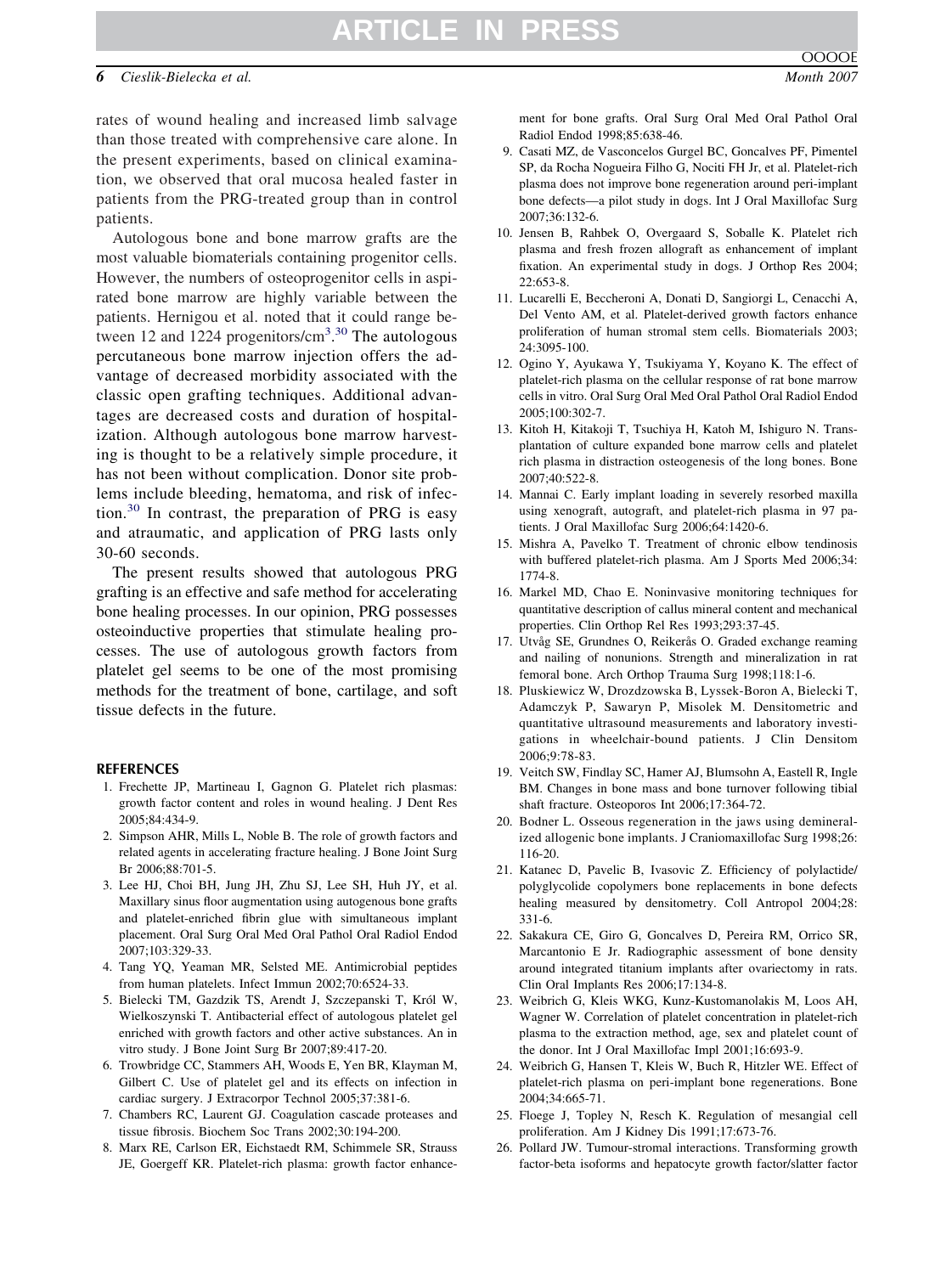rates of wound healing and increased limb salvage than those treated with comprehensive care alone. In the present experiments, based on clinical examination, we observed that oral mucosa healed faster in patients from the PRG-treated group than in control patients.

Autologous bone and bone marrow grafts are the most valuable biomaterials containing progenitor cells. However, the numbers of osteoprogenitor cells in aspirated bone marrow are highly variable between the patients. Hernigou et al. noted that it could range between 12 and 1224 progenitors/$cm^3$.[30] The autologous percutaneous bone marrow injection offers the advantage of decreased morbidity associated with the classic open grafting techniques. Additional advantages are decreased costs and duration of hospitalization. Although autologous bone marrow harvesting is thought to be a relatively simple procedure, it has not been without complication. Donor site problems include bleeding, hematoma, and risk of infection.[30] In contrast, the preparation of PRG is easy and atraumatic, and application of PRG lasts only 30-60 seconds.

The present results showed that autologous PRG grafting is an effective and safe method for accelerating bone healing processes. In our opinion, PRG possesses osteoinductive properties that stimulate healing processes. The use of autologous growth factors from platelet gel seems to be one of the most promising methods for the treatment of bone, cartilage, and soft tissue defects in the future.

## REFERENCES

1. Frechette JP, Martineau I, Gagnon G. Platelet rich plasmas: growth factor content and roles in wound healing. J Dent Res 2005;84:434-9.
2. Simpson AHR, Mills L, Noble B. The role of growth factors and related agents in accelerating fracture healing. J Bone Joint Surg Br 2006;88:701-5.
3. Lee HJ, Choi BH, Jung JH, Zhu SJ, Lee SH, Huh JY, et al. Maxillary sinus floor augmentation using autogenous bone grafts and platelet-enriched fibrin glue with simultaneous implant placement. Oral Surg Oral Med Oral Pathol Oral Radiol Endod 2007;103:329-33.
4. Tang YQ, Yeaman MR, Selsted ME. Antimicrobial peptides from human platelets. Infect Immun 2002;70:6524-33.
5. Bielecki TM, Gazdzik TS, Arendt J, Szczepanski T, Król W, Wielkoszynski T. Antibacterial effect of autologous platelet gel enriched with growth factors and other active substances. An in vitro study. J Bone Joint Surg Br 2007;89:417-20.
6. Trowbridge CC, Stammers AH, Woods E, Yen BR, Klayman M, Gilbert C. Use of platelet gel and its effects on infection in cardiac surgery. J Extracorpor Technol 2005;37:381-6.
7. Chambers RC, Laurent GJ. Coagulation cascade proteases and tissue fibrosis. Biochem Soc Trans 2002;30:194-200.
8. Marx RE, Carlson ER, Eichstaedt RM, Schimmele SR, Strauss JE, Goergeff KR. Platelet-rich plasma: growth factor enhancement for bone grafts. Oral Surg Oral Med Oral Pathol Oral Radiol Endod 1998;85:638-46.
9. Casati MZ, de Vasconcelos Gurgel BC, Goncalves PF, Pimentel SP, da Rocha Nogueira Filho G, Nociti FH Jr, et al. Platelet-rich plasma does not improve bone regeneration around peri-implant bone defects—a pilot study in dogs. Int J Oral Maxillofac Surg 2007;36:132-6.
10. Jensen B, Rahbek O, Overgaard S, Soballe K. Platelet rich plasma and fresh frozen allograft as enhancement of implant fixation. An experimental study in dogs. J Orthop Res 2004; 22:653-8.
11. Lucarelli E, Beccheroni A, Donati D, Sangiorgi L, Cenacchi A, Del Vento AM, et al. Platelet-derived growth factors enhance proliferation of human stromal stem cells. Biomaterials 2003; 24:3095-100.
12. Ogino Y, Ayukawa Y, Tsukiyama Y, Koyano K. The effect of platelet-rich plasma on the cellular response of rat bone marrow cells in vitro. Oral Surg Oral Med Oral Pathol Oral Radiol Endod 2005;100:302-7.
13. Kitoh H, Kitakoji T, Tsuchiya H, Katoh M, Ishiguro N. Transplantation of culture expanded bone marrow cells and platelet rich plasma in distraction osteogenesis of the long bones. Bone 2007;40:522-8.
14. Mannai C. Early implant loading in severely resorbed maxilla using xenograft, autograft, and platelet-rich plasma in 97 patients. J Oral Maxillofac Surg 2006;64:1420-6.
15. Mishra A, Pavelko T. Treatment of chronic elbow tendinosis with buffered platelet-rich plasma. Am J Sports Med 2006;34: 1774-8.
16. Markel MD, Chao E. Noninvasive monitoring techniques for quantitative description of callus mineral content and mechanical properties. Clin Orthop Rel Res 1993;293:37-45.
17. Utvåg SE, Grundnes O, Reikerås O. Graded exchange reaming and nailing of nonunions. Strength and mineralization in rat femoral bone. Arch Orthop Trauma Surg 1998;118:1-6.
18. Pluskiewicz W, Drozdzowska B, Lyssek-Boron A, Bielecki T, Adamczyk P, Sawaryn P, Misolek M. Densitometric and quantitative ultrasound measurements and laboratory investigations in wheelchair-bound patients. J Clin Densitom 2006;9:78-83.
19. Veitch SW, Findlay SC, Hamer AJ, Blumsohn A, Eastell R, Ingle BM. Changes in bone mass and bone turnover following tibial shaft fracture. Osteoporos Int 2006;17:364-72.
20. Bodner L. Osseous regeneration in the jaws using demineralized allogenic bone implants. J Craniomaxillofac Surg 1998;26: 116-20.
21. Katanec D, Pavelic B, Ivasovic Z. Efficiency of polylactide/polyglycolide copolymers bone replacements in bone defects healing measured by densitometry. Coll Antropol 2004;28: 331-6.
22. Sakakura CE, Giro G, Goncalves D, Pereira RM, Orrico SR, Marcantonio E Jr. Radiographic assessment of bone density around integrated titanium implants after ovariectomy in rats. Clin Oral Implants Res 2006;17:134-8.
23. Weibrich G, Kleis WKG, Kunz-Kustomanolakis M, Loos AH, Wagner W. Correlation of platelet concentration in platelet-rich plasma to the extraction method, age, sex and platelet count of the donor. Int J Oral Maxillofac Impl 2001;16:693-9.
24. Weibrich G, Hansen T, Kleis W, Buch R, Hitzler WE. Effect of platelet-rich plasma on peri-implant bone regenerations. Bone 2004;34:665-71.
25. Floege J, Topley N, Resch K. Regulation of mesangial cell proliferation. Am J Kidney Dis 1991;17:673-76.
26. Pollard JW. Tumour-stromal interactions. Transforming growth factor-beta isoforms and hepatocyte growth factor/slatter factor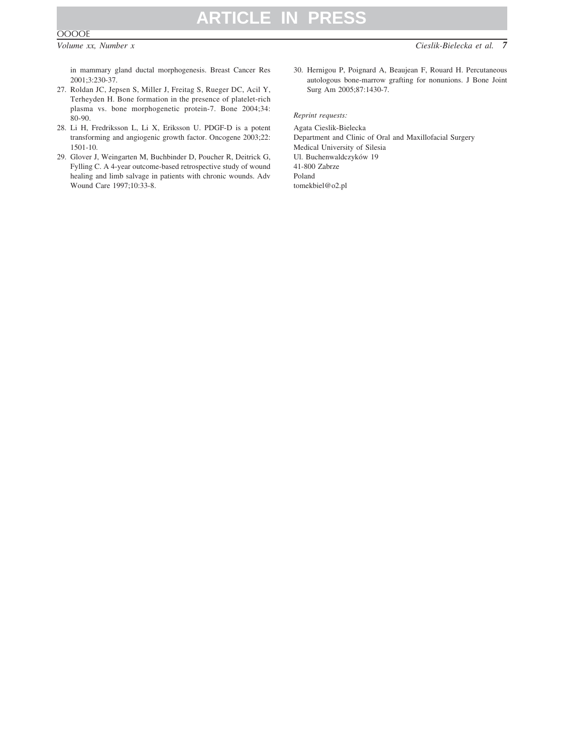in mammary gland ductal morphogenesis. Breast Cancer Res 2001;3:230-37.

27. Roldan JC, Jepsen S, Miller J, Freitag S, Rueger DC, Acil Y, Terheyden H. Bone formation in the presence of platelet-rich plasma vs. bone morphogenetic protein-7. Bone 2004;34: 80-90.
28. Li H, Fredriksson L, Li X, Eriksson U. PDGF-D is a potent transforming and angiogenic growth factor. Oncogene 2003;22: 1501-10.
29. Glover J, Weingarten M, Buchbinder D, Poucher R, Deitrick G, Fylling C. A 4-year outcome-based retrospective study of wound healing and limb salvage in patients with chronic wounds. Adv Wound Care 1997;10:33-8.
30. Hernigou P, Poignard A, Beaujean F, Rouard H. Percutaneous autologous bone-marrow grafting for nonunions. J Bone Joint Surg Am 2005;87:1430-7.

*Reprint requests:*

Agata Cieslik-Bielecka
Department and Clinic of Oral and Maxillofacial Surgery
Medical University of Silesia
Ul. Buchenwaldczyków 19
41-800 Zabrze
Poland
tomekbiel@o2.pl